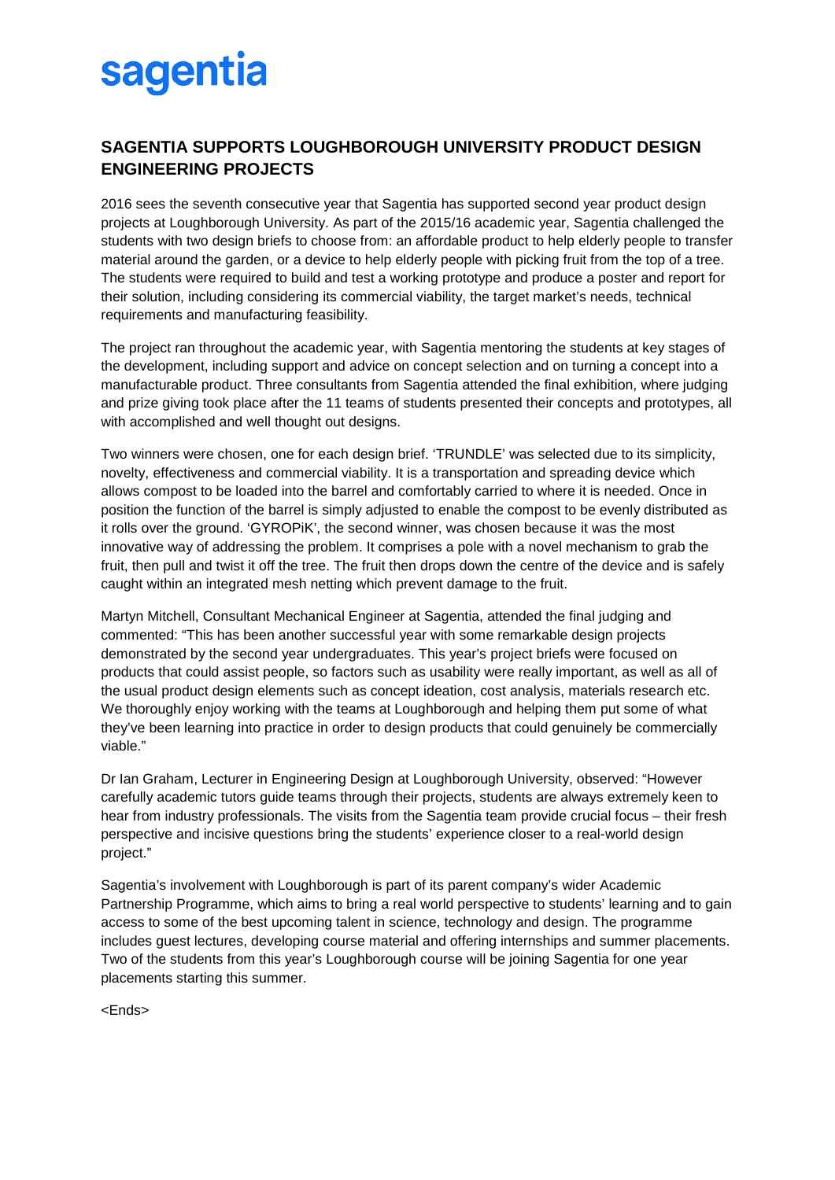sagentia

## SAGENTIA SUPPORTS LOUGHBOROUGH UNIVERSITY PRODUCT DESIGN ENGINEERING PROJECTS

2016 sees the seventh consecutive year that Sagentia has supported second year product design projects at Loughborough University. As part of the 2015/16 academic year, Sagentia challenged the students with two design briefs to choose from: an affordable product to help elderly people to transfer material around the garden, or a device to help elderly people with picking fruit from the top of a tree. The students were required to build and test a working prototype and produce a poster and report for their solution, including considering its commercial viability, the target market's needs, technical requirements and manufacturing feasibility.

The project ran throughout the academic year, with Sagentia mentoring the students at key stages of the development, including support and advice on concept selection and on turning a concept into a manufacturable product. Three consultants from Sagentia attended the final exhibition, where judging and prize giving took place after the 11 teams of students presented their concepts and prototypes, all with accomplished and well thought out designs.

Two winners were chosen, one for each design brief. 'TRUNDLE' was selected due to its simplicity, novelty, effectiveness and commercial viability. It is a transportation and spreading device which allows compost to be loaded into the barrel and comfortably carried to where it is needed. Once in position the function of the barrel is simply adjusted to enable the compost to be evenly distributed as it rolls over the ground. 'GYROPiK', the second winner, was chosen because it was the most innovative way of addressing the problem. It comprises a pole with a novel mechanism to grab the fruit, then pull and twist it off the tree. The fruit then drops down the centre of the device and is safely caught within an integrated mesh netting which prevent damage to the fruit.

Martyn Mitchell, Consultant Mechanical Engineer at Sagentia, attended the final judging and commented: "This has been another successful year with some remarkable design projects demonstrated by the second year undergraduates. This year's project briefs were focused on products that could assist people, so factors such as usability were really important, as well as all of the usual product design elements such as concept ideation, cost analysis, materials research etc. We thoroughly enjoy working with the teams at Loughborough and helping them put some of what they've been learning into practice in order to design products that could genuinely be commercially viable."

Dr Ian Graham, Lecturer in Engineering Design at Loughborough University, observed: "However carefully academic tutors guide teams through their projects, students are always extremely keen to hear from industry professionals. The visits from the Sagentia team provide crucial focus – their fresh perspective and incisive questions bring the students' experience closer to a real-world design project."

Sagentia's involvement with Loughborough is part of its parent company's wider Academic Partnership Programme, which aims to bring a real world perspective to students' learning and to gain access to some of the best upcoming talent in science, technology and design. The programme includes guest lectures, developing course material and offering internships and summer placements. Two of the students from this year's Loughborough course will be joining Sagentia for one year placements starting this summer.

<Ends>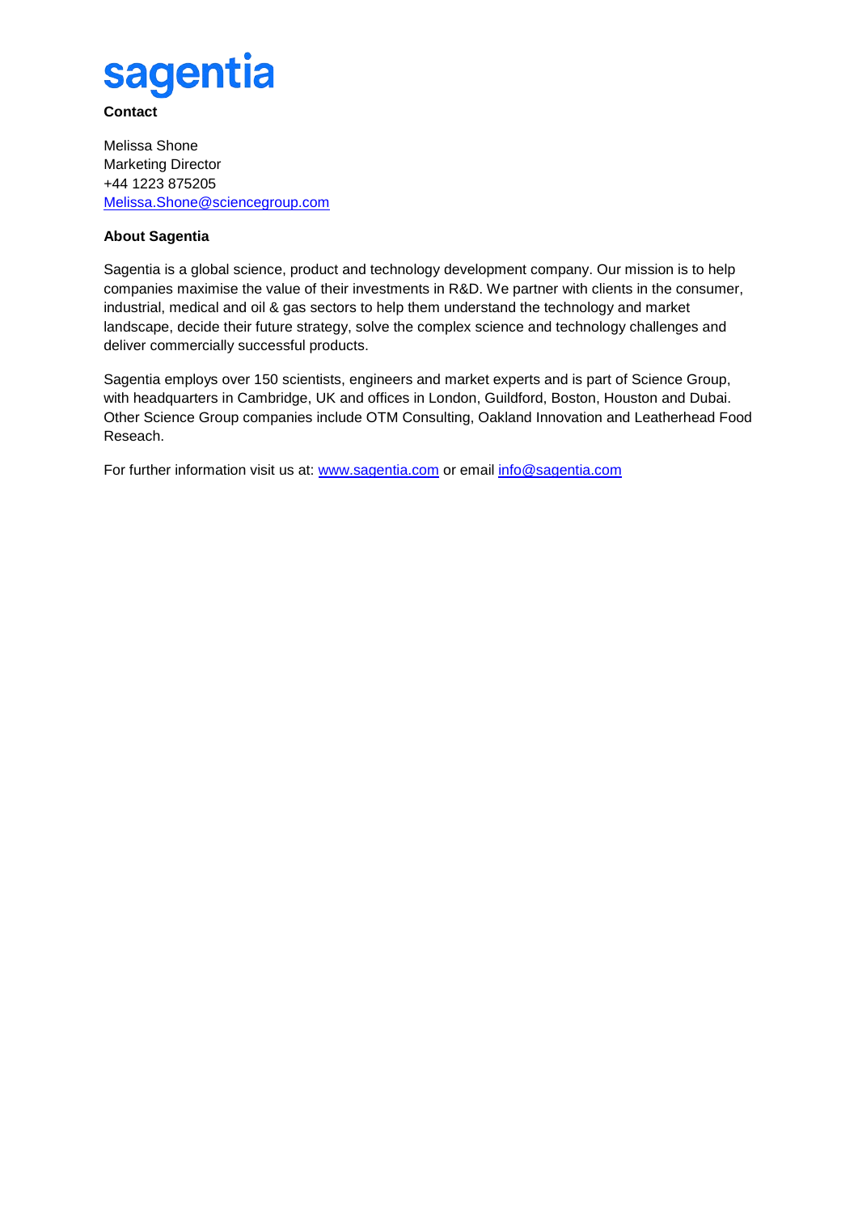sagentia

**Contact**

Melissa Shone
Marketing Director
+44 1223 875205
Melissa.Shone@sciencegroup.com

**About Sagentia**

Sagentia is a global science, product and technology development company. Our mission is to help companies maximise the value of their investments in R&D. We partner with clients in the consumer, industrial, medical and oil & gas sectors to help them understand the technology and market landscape, decide their future strategy, solve the complex science and technology challenges and deliver commercially successful products.

Sagentia employs over 150 scientists, engineers and market experts and is part of Science Group, with headquarters in Cambridge, UK and offices in London, Guildford, Boston, Houston and Dubai. Other Science Group companies include OTM Consulting, Oakland Innovation and Leatherhead Food Reseach.

For further information visit us at: www.sagentia.com or email info@sagentia.com